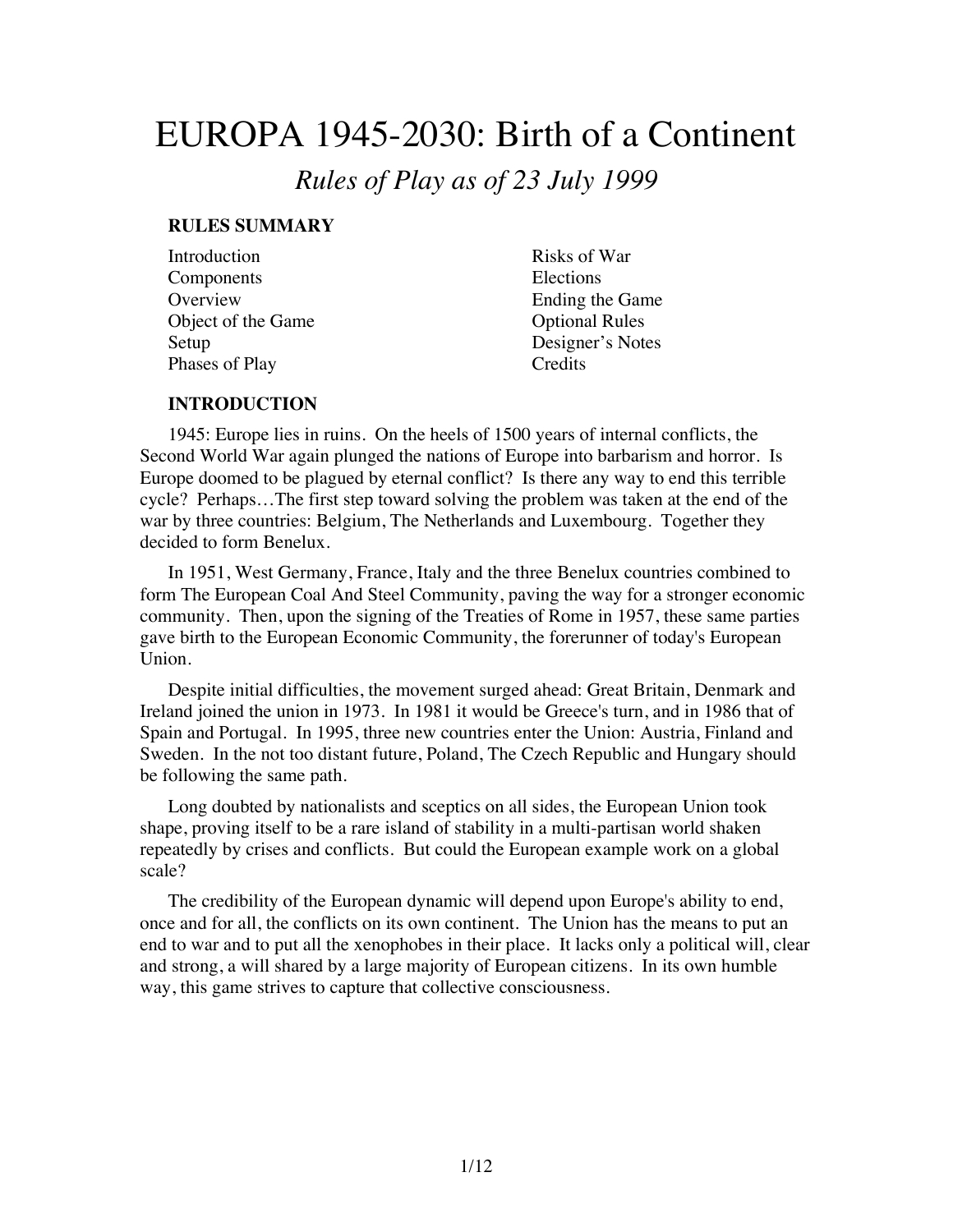# EUROPA 1945-2030: Birth of a Continent

*Rules of Play as of 23 July 1999*

## RULES SUMMARY

- Introduction
- Components
- Overview
- Object of the Game
- Setup
- Phases of Play
- Risks of War
- Elections
- Ending the Game
- Optional Rules
- Designer's Notes
- Credits

## INTRODUCTION

1945: Europe lies in ruins. On the heels of 1500 years of internal conflicts, the Second World War again plunged the nations of Europe into barbarism and horror. Is Europe doomed to be plagued by eternal conflict? Is there any way to end this terrible cycle? Perhaps…The first step toward solving the problem was taken at the end of the war by three countries: Belgium, The Netherlands and Luxembourg. Together they decided to form Benelux.

In 1951, West Germany, France, Italy and the three Benelux countries combined to form The European Coal And Steel Community, paving the way for a stronger economic community. Then, upon the signing of the Treaties of Rome in 1957, these same parties gave birth to the European Economic Community, the forerunner of today's European Union.

Despite initial difficulties, the movement surged ahead: Great Britain, Denmark and Ireland joined the union in 1973. In 1981 it would be Greece's turn, and in 1986 that of Spain and Portugal. In 1995, three new countries enter the Union: Austria, Finland and Sweden. In the not too distant future, Poland, The Czech Republic and Hungary should be following the same path.

Long doubted by nationalists and sceptics on all sides, the European Union took shape, proving itself to be a rare island of stability in a multi-partisan world shaken repeatedly by crises and conflicts. But could the European example work on a global scale?

The credibility of the European dynamic will depend upon Europe's ability to end, once and for all, the conflicts on its own continent. The Union has the means to put an end to war and to put all the xenophobes in their place. It lacks only a political will, clear and strong, a will shared by a large majority of European citizens. In its own humble way, this game strives to capture that collective consciousness.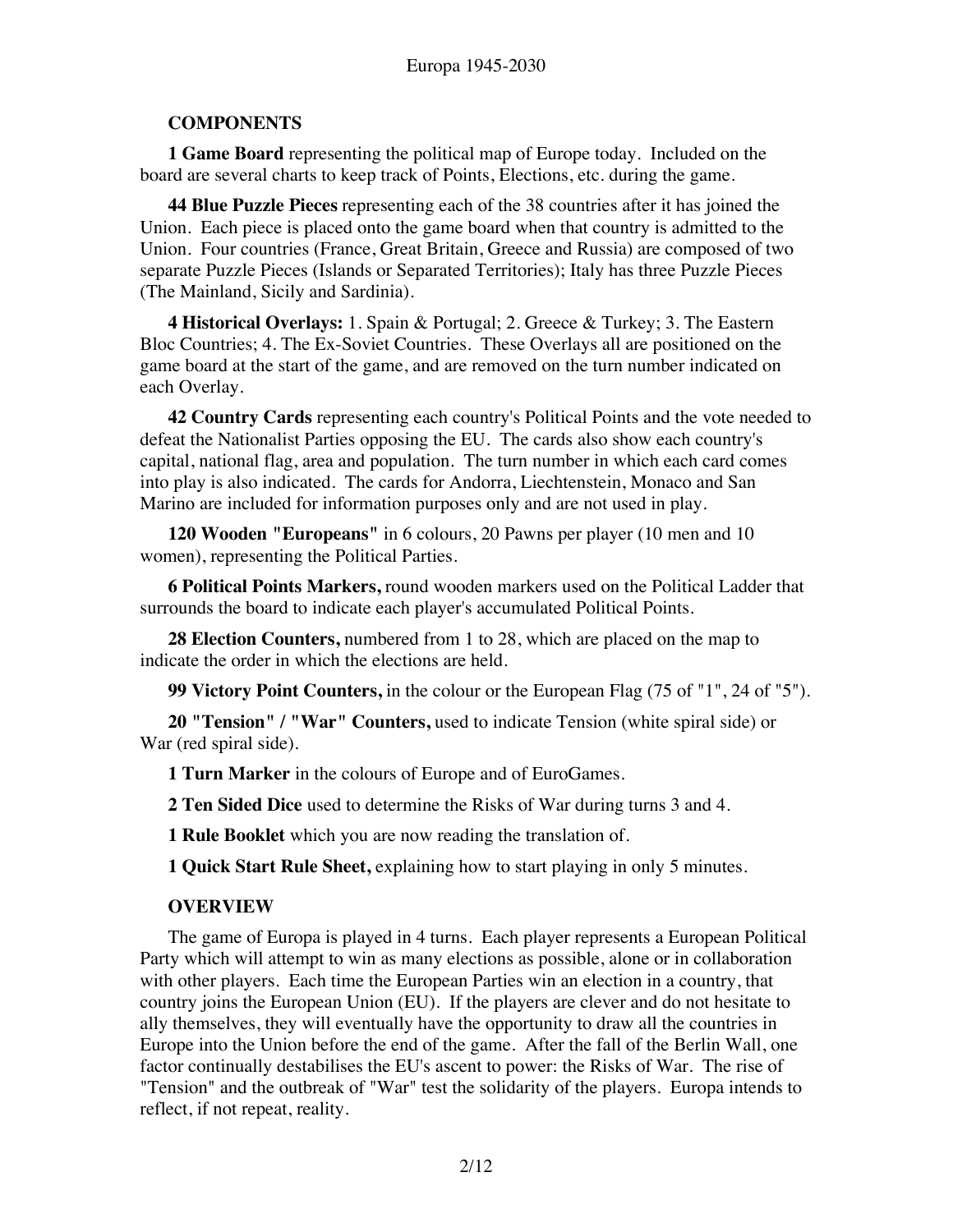## COMPONENTS

**1 Game Board** representing the political map of Europe today. Included on the board are several charts to keep track of Points, Elections, etc. during the game.

**44 Blue Puzzle Pieces** representing each of the 38 countries after it has joined the Union. Each piece is placed onto the game board when that country is admitted to the Union. Four countries (France, Great Britain, Greece and Russia) are composed of two separate Puzzle Pieces (Islands or Separated Territories); Italy has three Puzzle Pieces (The Mainland, Sicily and Sardinia).

**4 Historical Overlays:** 1. Spain & Portugal; 2. Greece & Turkey; 3. The Eastern Bloc Countries; 4. The Ex-Soviet Countries. These Overlays all are positioned on the game board at the start of the game, and are removed on the turn number indicated on each Overlay.

**42 Country Cards** representing each country's Political Points and the vote needed to defeat the Nationalist Parties opposing the EU. The cards also show each country's capital, national flag, area and population. The turn number in which each card comes into play is also indicated. The cards for Andorra, Liechtenstein, Monaco and San Marino are included for information purposes only and are not used in play.

**120 Wooden "Europeans"** in 6 colours, 20 Pawns per player (10 men and 10 women), representing the Political Parties.

**6 Political Points Markers,** round wooden markers used on the Political Ladder that surrounds the board to indicate each player's accumulated Political Points.

**28 Election Counters,** numbered from 1 to 28, which are placed on the map to indicate the order in which the elections are held.

**99 Victory Point Counters,** in the colour or the European Flag (75 of "1", 24 of "5").

**20 "Tension" / "War" Counters,** used to indicate Tension (white spiral side) or War (red spiral side).

**1 Turn Marker** in the colours of Europe and of EuroGames.

**2 Ten Sided Dice** used to determine the Risks of War during turns 3 and 4.

**1 Rule Booklet** which you are now reading the translation of.

**1 Quick Start Rule Sheet,** explaining how to start playing in only 5 minutes.

## OVERVIEW

The game of Europa is played in 4 turns. Each player represents a European Political Party which will attempt to win as many elections as possible, alone or in collaboration with other players. Each time the European Parties win an election in a country, that country joins the European Union (EU). If the players are clever and do not hesitate to ally themselves, they will eventually have the opportunity to draw all the countries in Europe into the Union before the end of the game. After the fall of the Berlin Wall, one factor continually destabilises the EU's ascent to power: the Risks of War. The rise of "Tension" and the outbreak of "War" test the solidarity of the players. Europa intends to reflect, if not repeat, reality.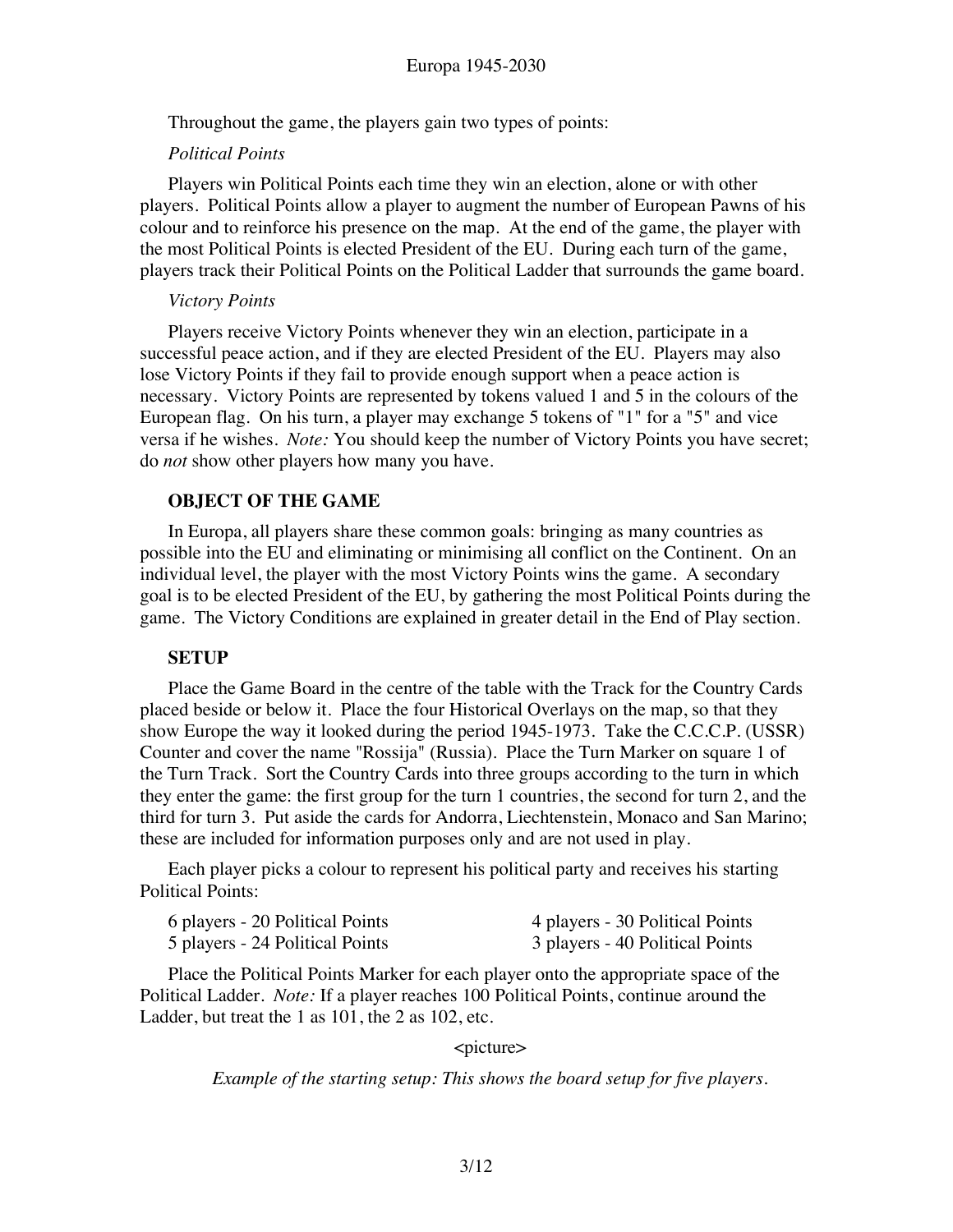Throughout the game, the players gain two types of points:

*Political Points*

Players win Political Points each time they win an election, alone or with other players. Political Points allow a player to augment the number of European Pawns of his colour and to reinforce his presence on the map. At the end of the game, the player with the most Political Points is elected President of the EU. During each turn of the game, players track their Political Points on the Political Ladder that surrounds the game board.

*Victory Points*

Players receive Victory Points whenever they win an election, participate in a successful peace action, and if they are elected President of the EU. Players may also lose Victory Points if they fail to provide enough support when a peace action is necessary. Victory Points are represented by tokens valued 1 and 5 in the colours of the European flag. On his turn, a player may exchange 5 tokens of "1" for a "5" and vice versa if he wishes. *Note:* You should keep the number of Victory Points you have secret; do *not* show other players how many you have.

## OBJECT OF THE GAME

In Europa, all players share these common goals: bringing as many countries as possible into the EU and eliminating or minimising all conflict on the Continent. On an individual level, the player with the most Victory Points wins the game. A secondary goal is to be elected President of the EU, by gathering the most Political Points during the game. The Victory Conditions are explained in greater detail in the End of Play section.

## SETUP

Place the Game Board in the centre of the table with the Track for the Country Cards placed beside or below it. Place the four Historical Overlays on the map, so that they show Europe the way it looked during the period 1945-1973. Take the C.C.C.P. (USSR) Counter and cover the name "Rossija" (Russia). Place the Turn Marker on square 1 of the Turn Track. Sort the Country Cards into three groups according to the turn in which they enter the game: the first group for the turn 1 countries, the second for turn 2, and the third for turn 3. Put aside the cards for Andorra, Liechtenstein, Monaco and San Marino; these are included for information purposes only and are not used in play.

Each player picks a colour to represent his political party and receives his starting Political Points:

- 6 players - 20 Political Points
- 5 players - 24 Political Points
- 4 players - 30 Political Points
- 3 players - 40 Political Points

Place the Political Points Marker for each player onto the appropriate space of the Political Ladder. *Note:* If a player reaches 100 Political Points, continue around the Ladder, but treat the 1 as 101, the 2 as 102, etc.

<picture>

*Example of the starting setup: This shows the board setup for five players.*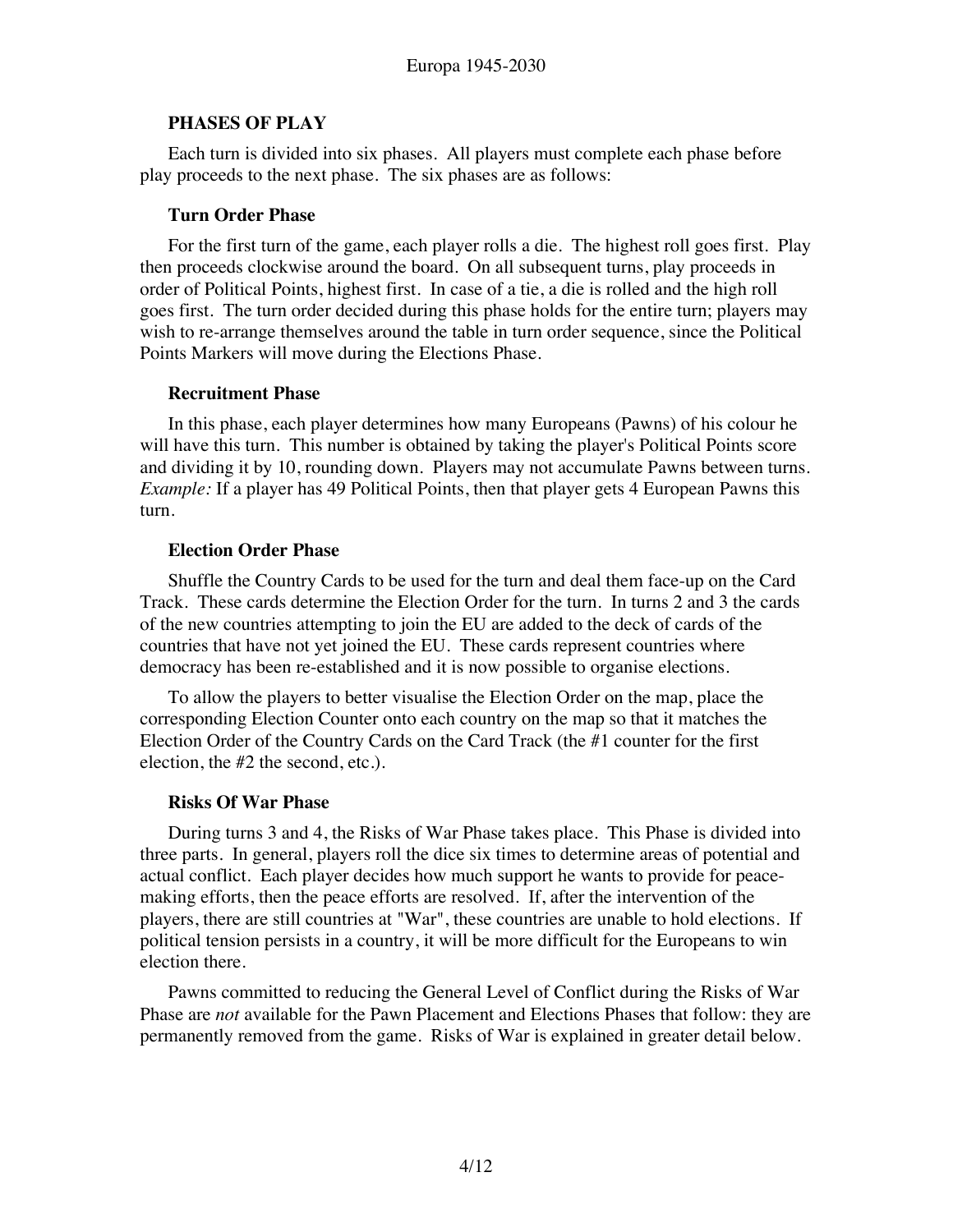## PHASES OF PLAY

Each turn is divided into six phases. All players must complete each phase before play proceeds to the next phase. The six phases are as follows:

### Turn Order Phase

For the first turn of the game, each player rolls a die. The highest roll goes first. Play then proceeds clockwise around the board. On all subsequent turns, play proceeds in order of Political Points, highest first. In case of a tie, a die is rolled and the high roll goes first. The turn order decided during this phase holds for the entire turn; players may wish to re-arrange themselves around the table in turn order sequence, since the Political Points Markers will move during the Elections Phase.

### Recruitment Phase

In this phase, each player determines how many Europeans (Pawns) of his colour he will have this turn. This number is obtained by taking the player's Political Points score and dividing it by 10, rounding down. Players may not accumulate Pawns between turns. *Example:* If a player has 49 Political Points, then that player gets 4 European Pawns this turn.

### Election Order Phase

Shuffle the Country Cards to be used for the turn and deal them face-up on the Card Track. These cards determine the Election Order for the turn. In turns 2 and 3 the cards of the new countries attempting to join the EU are added to the deck of cards of the countries that have not yet joined the EU. These cards represent countries where democracy has been re-established and it is now possible to organise elections.

To allow the players to better visualise the Election Order on the map, place the corresponding Election Counter onto each country on the map so that it matches the Election Order of the Country Cards on the Card Track (the #1 counter for the first election, the #2 the second, etc.).

### Risks Of War Phase

During turns 3 and 4, the Risks of War Phase takes place. This Phase is divided into three parts. In general, players roll the dice six times to determine areas of potential and actual conflict. Each player decides how much support he wants to provide for peace-making efforts, then the peace efforts are resolved. If, after the intervention of the players, there are still countries at "War", these countries are unable to hold elections. If political tension persists in a country, it will be more difficult for the Europeans to win election there.

Pawns committed to reducing the General Level of Conflict during the Risks of War Phase are *not* available for the Pawn Placement and Elections Phases that follow: they are permanently removed from the game. Risks of War is explained in greater detail below.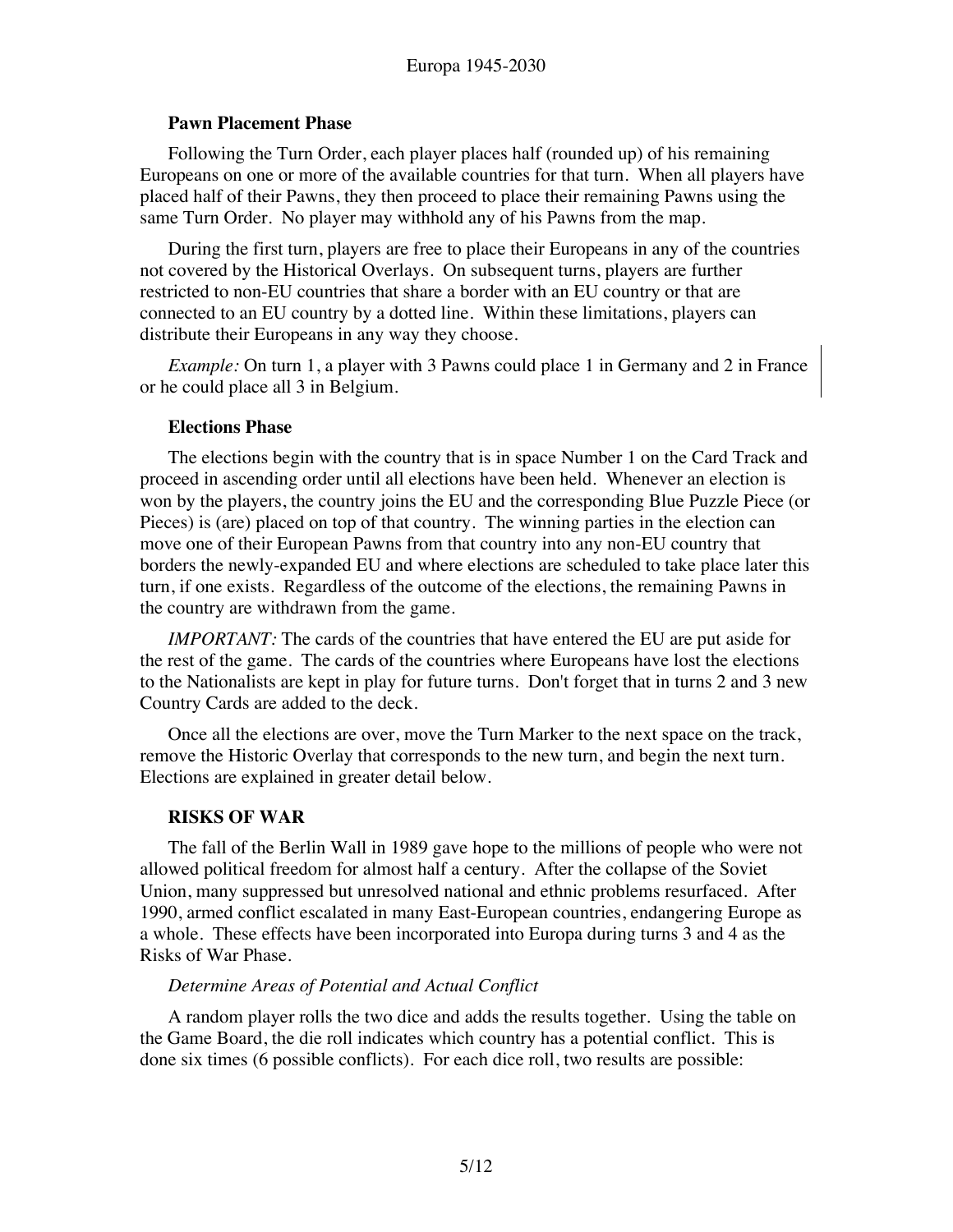### Pawn Placement Phase

Following the Turn Order, each player places half (rounded up) of his remaining Europeans on one or more of the available countries for that turn. When all players have placed half of their Pawns, they then proceed to place their remaining Pawns using the same Turn Order. No player may withhold any of his Pawns from the map.

During the first turn, players are free to place their Europeans in any of the countries not covered by the Historical Overlays. On subsequent turns, players are further restricted to non-EU countries that share a border with an EU country or that are connected to an EU country by a dotted line. Within these limitations, players can distribute their Europeans in any way they choose.

*Example:* On turn 1, a player with 3 Pawns could place 1 in Germany and 2 in France or he could place all 3 in Belgium.

### Elections Phase

The elections begin with the country that is in space Number 1 on the Card Track and proceed in ascending order until all elections have been held. Whenever an election is won by the players, the country joins the EU and the corresponding Blue Puzzle Piece (or Pieces) is (are) placed on top of that country. The winning parties in the election can move one of their European Pawns from that country into any non-EU country that borders the newly-expanded EU and where elections are scheduled to take place later this turn, if one exists. Regardless of the outcome of the elections, the remaining Pawns in the country are withdrawn from the game.

*IMPORTANT:* The cards of the countries that have entered the EU are put aside for the rest of the game. The cards of the countries where Europeans have lost the elections to the Nationalists are kept in play for future turns. Don't forget that in turns 2 and 3 new Country Cards are added to the deck.

Once all the elections are over, move the Turn Marker to the next space on the track, remove the Historic Overlay that corresponds to the new turn, and begin the next turn. Elections are explained in greater detail below.

### RISKS OF WAR

The fall of the Berlin Wall in 1989 gave hope to the millions of people who were not allowed political freedom for almost half a century. After the collapse of the Soviet Union, many suppressed but unresolved national and ethnic problems resurfaced. After 1990, armed conflict escalated in many East-European countries, endangering Europe as a whole. These effects have been incorporated into Europa during turns 3 and 4 as the Risks of War Phase.

*Determine Areas of Potential and Actual Conflict*

A random player rolls the two dice and adds the results together. Using the table on the Game Board, the die roll indicates which country has a potential conflict. This is done six times (6 possible conflicts). For each dice roll, two results are possible: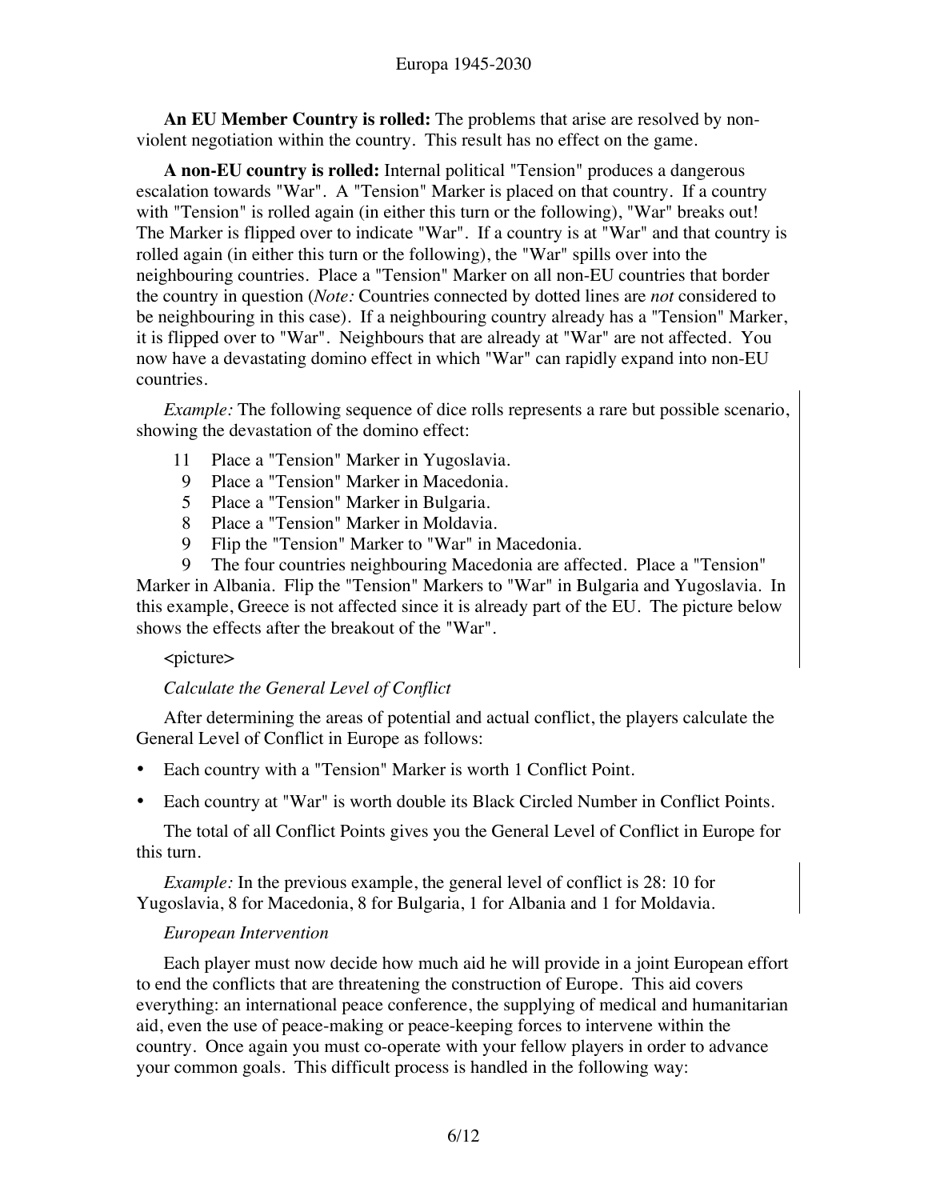**An EU Member Country is rolled:** The problems that arise are resolved by non-violent negotiation within the country. This result has no effect on the game.

**A non-EU country is rolled:** Internal political "Tension" produces a dangerous escalation towards "War". A "Tension" Marker is placed on that country. If a country with "Tension" is rolled again (in either this turn or the following), "War" breaks out! The Marker is flipped over to indicate "War". If a country is at "War" and that country is rolled again (in either this turn or the following), the "War" spills over into the neighbouring countries. Place a "Tension" Marker on all non-EU countries that border the country in question (*Note:* Countries connected by dotted lines are *not* considered to be neighbouring in this case). If a neighbouring country already has a "Tension" Marker, it is flipped over to "War". Neighbours that are already at "War" are not affected. You now have a devastating domino effect in which "War" can rapidly expand into non-EU countries.

*Example:* The following sequence of dice rolls represents a rare but possible scenario, showing the devastation of the domino effect:

- 11 Place a "Tension" Marker in Yugoslavia.
- 9 Place a "Tension" Marker in Macedonia.
- 5 Place a "Tension" Marker in Bulgaria.
- 8 Place a "Tension" Marker in Moldavia.
- 9 Flip the "Tension" Marker to "War" in Macedonia.
- 9 The four countries neighbouring Macedonia are affected. Place a "Tension" Marker in Albania. Flip the "Tension" Markers to "War" in Bulgaria and Yugoslavia. In this example, Greece is not affected since it is already part of the EU. The picture below shows the effects after the breakout of the "War".

<picture>

*Calculate the General Level of Conflict*

After determining the areas of potential and actual conflict, the players calculate the General Level of Conflict in Europe as follows:

- Each country with a "Tension" Marker is worth 1 Conflict Point.
- Each country at "War" is worth double its Black Circled Number in Conflict Points.

The total of all Conflict Points gives you the General Level of Conflict in Europe for this turn.

*Example:* In the previous example, the general level of conflict is 28: 10 for Yugoslavia, 8 for Macedonia, 8 for Bulgaria, 1 for Albania and 1 for Moldavia.

*European Intervention*

Each player must now decide how much aid he will provide in a joint European effort to end the conflicts that are threatening the construction of Europe. This aid covers everything: an international peace conference, the supplying of medical and humanitarian aid, even the use of peace-making or peace-keeping forces to intervene within the country. Once again you must co-operate with your fellow players in order to advance your common goals. This difficult process is handled in the following way: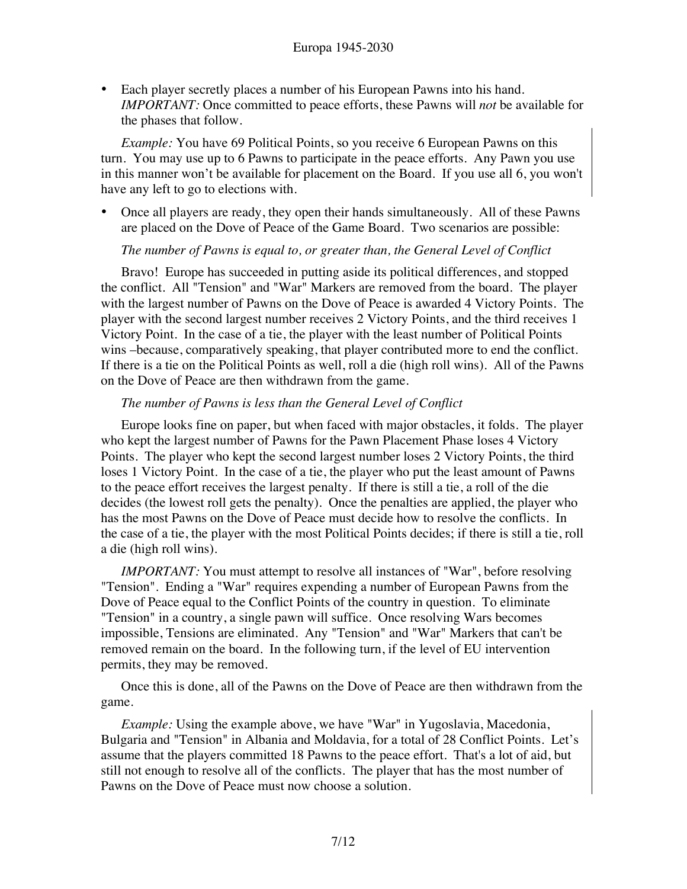- Each player secretly places a number of his European Pawns into his hand. *IMPORTANT:* Once committed to peace efforts, these Pawns will *not* be available for the phases that follow.

*Example:* You have 69 Political Points, so you receive 6 European Pawns on this turn. You may use up to 6 Pawns to participate in the peace efforts. Any Pawn you use in this manner won't be available for placement on the Board. If you use all 6, you won't have any left to go to elections with.

- Once all players are ready, they open their hands simultaneously. All of these Pawns are placed on the Dove of Peace of the Game Board. Two scenarios are possible:

*The number of Pawns is equal to, or greater than, the General Level of Conflict*

Bravo! Europe has succeeded in putting aside its political differences, and stopped the conflict. All "Tension" and "War" Markers are removed from the board. The player with the largest number of Pawns on the Dove of Peace is awarded 4 Victory Points. The player with the second largest number receives 2 Victory Points, and the third receives 1 Victory Point. In the case of a tie, the player with the least number of Political Points wins –because, comparatively speaking, that player contributed more to end the conflict. If there is a tie on the Political Points as well, roll a die (high roll wins). All of the Pawns on the Dove of Peace are then withdrawn from the game.

*The number of Pawns is less than the General Level of Conflict*

Europe looks fine on paper, but when faced with major obstacles, it folds. The player who kept the largest number of Pawns for the Pawn Placement Phase loses 4 Victory Points. The player who kept the second largest number loses 2 Victory Points, the third loses 1 Victory Point. In the case of a tie, the player who put the least amount of Pawns to the peace effort receives the largest penalty. If there is still a tie, a roll of the die decides (the lowest roll gets the penalty). Once the penalties are applied, the player who has the most Pawns on the Dove of Peace must decide how to resolve the conflicts. In the case of a tie, the player with the most Political Points decides; if there is still a tie, roll a die (high roll wins).

*IMPORTANT:* You must attempt to resolve all instances of "War", before resolving "Tension". Ending a "War" requires expending a number of European Pawns from the Dove of Peace equal to the Conflict Points of the country in question. To eliminate "Tension" in a country, a single pawn will suffice. Once resolving Wars becomes impossible, Tensions are eliminated. Any "Tension" and "War" Markers that can't be removed remain on the board. In the following turn, if the level of EU intervention permits, they may be removed.

Once this is done, all of the Pawns on the Dove of Peace are then withdrawn from the game.

*Example:* Using the example above, we have "War" in Yugoslavia, Macedonia, Bulgaria and "Tension" in Albania and Moldavia, for a total of 28 Conflict Points. Let's assume that the players committed 18 Pawns to the peace effort. That's a lot of aid, but still not enough to resolve all of the conflicts. The player that has the most number of Pawns on the Dove of Peace must now choose a solution.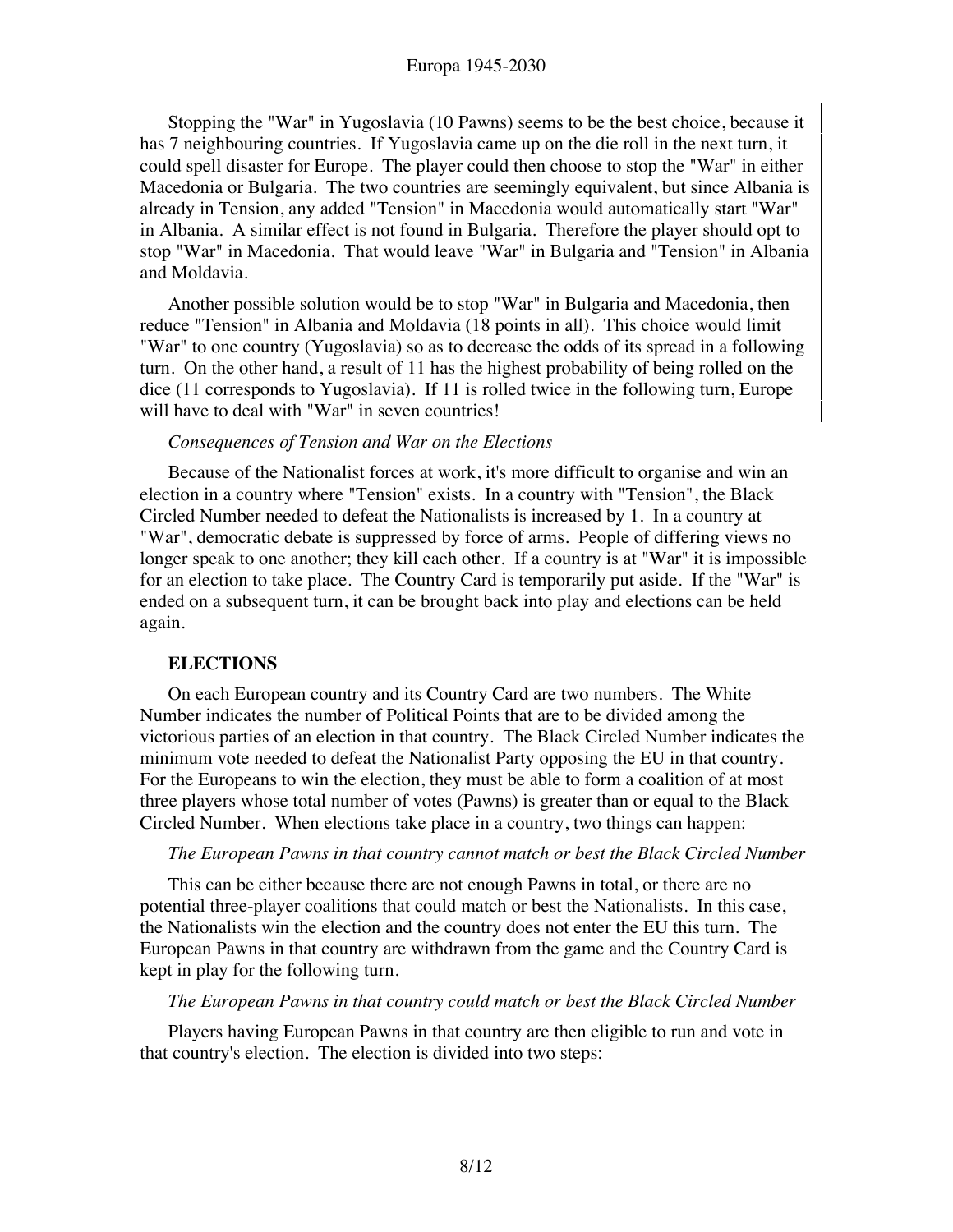Stopping the "War" in Yugoslavia (10 Pawns) seems to be the best choice, because it has 7 neighbouring countries. If Yugoslavia came up on the die roll in the next turn, it could spell disaster for Europe. The player could then choose to stop the "War" in either Macedonia or Bulgaria. The two countries are seemingly equivalent, but since Albania is already in Tension, any added "Tension" in Macedonia would automatically start "War" in Albania. A similar effect is not found in Bulgaria. Therefore the player should opt to stop "War" in Macedonia. That would leave "War" in Bulgaria and "Tension" in Albania and Moldavia.

Another possible solution would be to stop "War" in Bulgaria and Macedonia, then reduce "Tension" in Albania and Moldavia (18 points in all). This choice would limit "War" to one country (Yugoslavia) so as to decrease the odds of its spread in a following turn. On the other hand, a result of 11 has the highest probability of being rolled on the dice (11 corresponds to Yugoslavia). If 11 is rolled twice in the following turn, Europe will have to deal with "War" in seven countries!

*Consequences of Tension and War on the Elections*

Because of the Nationalist forces at work, it's more difficult to organise and win an election in a country where "Tension" exists. In a country with "Tension", the Black Circled Number needed to defeat the Nationalists is increased by 1. In a country at "War", democratic debate is suppressed by force of arms. People of differing views no longer speak to one another; they kill each other. If a country is at "War" it is impossible for an election to take place. The Country Card is temporarily put aside. If the "War" is ended on a subsequent turn, it can be brought back into play and elections can be held again.

## ELECTIONS

On each European country and its Country Card are two numbers. The White Number indicates the number of Political Points that are to be divided among the victorious parties of an election in that country. The Black Circled Number indicates the minimum vote needed to defeat the Nationalist Party opposing the EU in that country. For the Europeans to win the election, they must be able to form a coalition of at most three players whose total number of votes (Pawns) is greater than or equal to the Black Circled Number. When elections take place in a country, two things can happen:

*The European Pawns in that country cannot match or best the Black Circled Number*

This can be either because there are not enough Pawns in total, or there are no potential three-player coalitions that could match or best the Nationalists. In this case, the Nationalists win the election and the country does not enter the EU this turn. The European Pawns in that country are withdrawn from the game and the Country Card is kept in play for the following turn.

*The European Pawns in that country could match or best the Black Circled Number*

Players having European Pawns in that country are then eligible to run and vote in that country's election. The election is divided into two steps: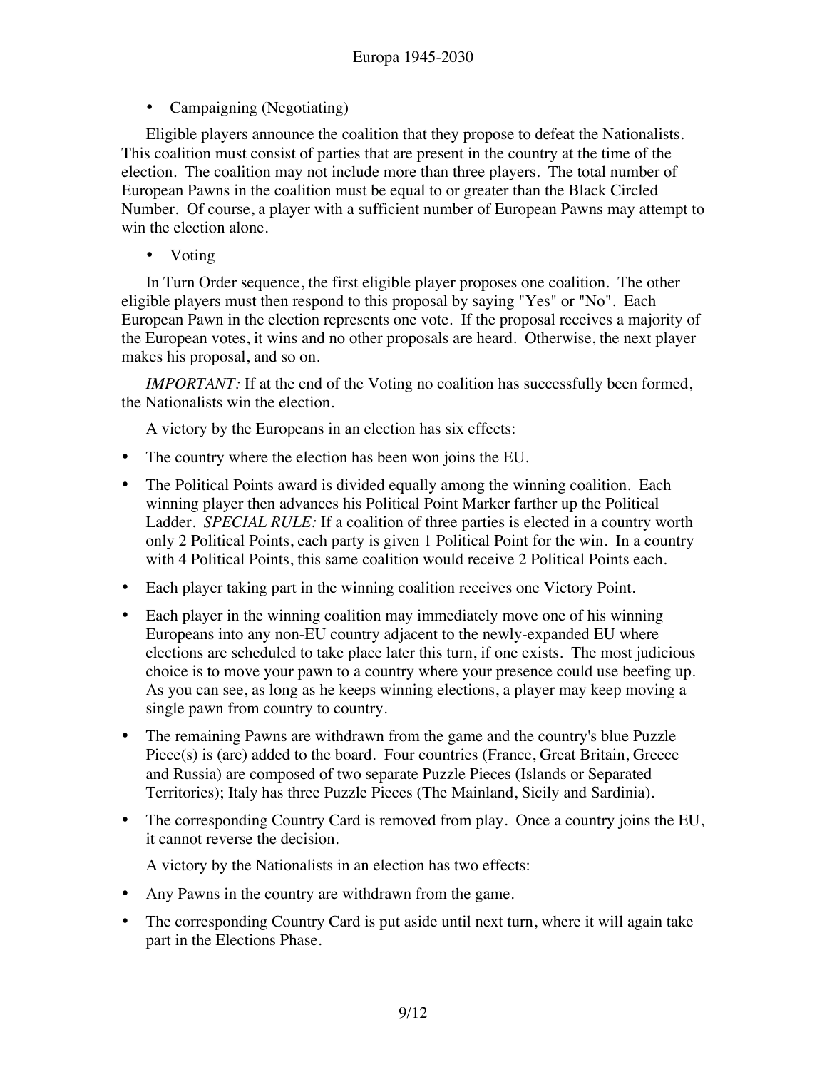- Campaigning (Negotiating)

Eligible players announce the coalition that they propose to defeat the Nationalists. This coalition must consist of parties that are present in the country at the time of the election. The coalition may not include more than three players. The total number of European Pawns in the coalition must be equal to or greater than the Black Circled Number. Of course, a player with a sufficient number of European Pawns may attempt to win the election alone.

- Voting

In Turn Order sequence, the first eligible player proposes one coalition. The other eligible players must then respond to this proposal by saying "Yes" or "No". Each European Pawn in the election represents one vote. If the proposal receives a majority of the European votes, it wins and no other proposals are heard. Otherwise, the next player makes his proposal, and so on.

*IMPORTANT:* If at the end of the Voting no coalition has successfully been formed, the Nationalists win the election.

A victory by the Europeans in an election has six effects:

- The country where the election has been won joins the EU.
- The Political Points award is divided equally among the winning coalition. Each winning player then advances his Political Point Marker farther up the Political Ladder. *SPECIAL RULE:* If a coalition of three parties is elected in a country worth only 2 Political Points, each party is given 1 Political Point for the win. In a country with 4 Political Points, this same coalition would receive 2 Political Points each.
- Each player taking part in the winning coalition receives one Victory Point.
- Each player in the winning coalition may immediately move one of his winning Europeans into any non-EU country adjacent to the newly-expanded EU where elections are scheduled to take place later this turn, if one exists. The most judicious choice is to move your pawn to a country where your presence could use beefing up. As you can see, as long as he keeps winning elections, a player may keep moving a single pawn from country to country.
- The remaining Pawns are withdrawn from the game and the country's blue Puzzle Piece(s) is (are) added to the board. Four countries (France, Great Britain, Greece and Russia) are composed of two separate Puzzle Pieces (Islands or Separated Territories); Italy has three Puzzle Pieces (The Mainland, Sicily and Sardinia).
- The corresponding Country Card is removed from play. Once a country joins the EU, it cannot reverse the decision.

A victory by the Nationalists in an election has two effects:

- Any Pawns in the country are withdrawn from the game.
- The corresponding Country Card is put aside until next turn, where it will again take part in the Elections Phase.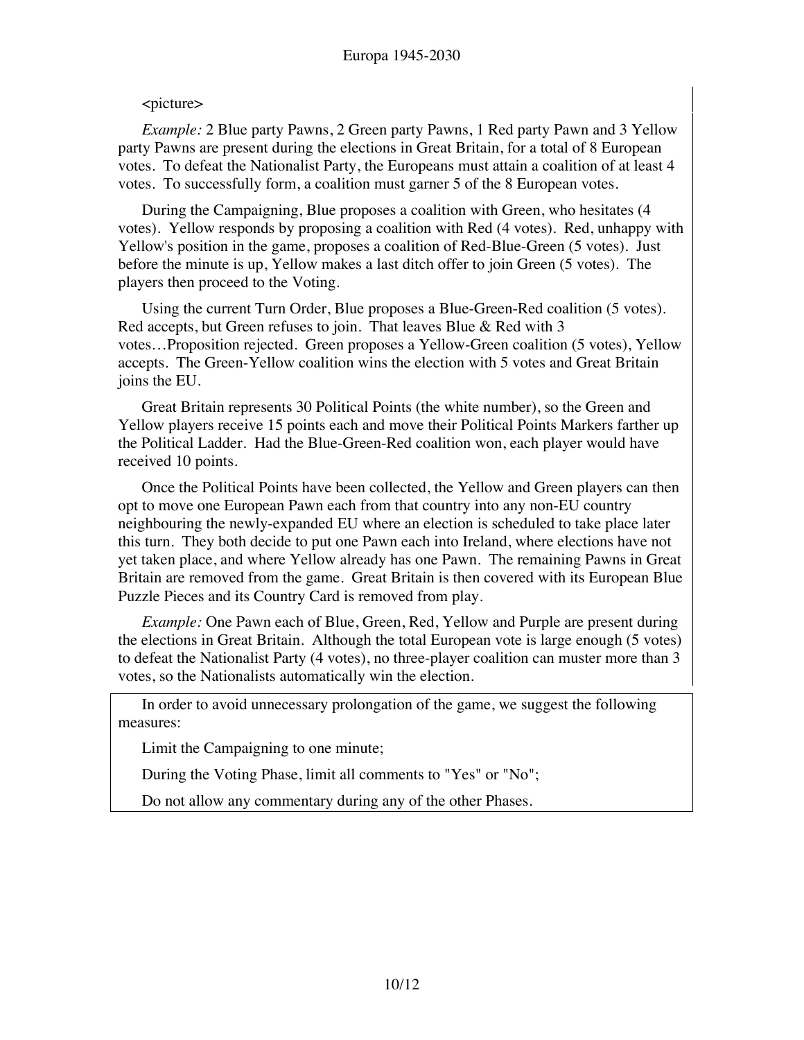<picture>

*Example:* 2 Blue party Pawns, 2 Green party Pawns, 1 Red party Pawn and 3 Yellow party Pawns are present during the elections in Great Britain, for a total of 8 European votes. To defeat the Nationalist Party, the Europeans must attain a coalition of at least 4 votes. To successfully form, a coalition must garner 5 of the 8 European votes.

During the Campaigning, Blue proposes a coalition with Green, who hesitates (4 votes). Yellow responds by proposing a coalition with Red (4 votes). Red, unhappy with Yellow's position in the game, proposes a coalition of Red-Blue-Green (5 votes). Just before the minute is up, Yellow makes a last ditch offer to join Green (5 votes). The players then proceed to the Voting.

Using the current Turn Order, Blue proposes a Blue-Green-Red coalition (5 votes). Red accepts, but Green refuses to join. That leaves Blue & Red with 3 votes…Proposition rejected. Green proposes a Yellow-Green coalition (5 votes), Yellow accepts. The Green-Yellow coalition wins the election with 5 votes and Great Britain joins the EU.

Great Britain represents 30 Political Points (the white number), so the Green and Yellow players receive 15 points each and move their Political Points Markers farther up the Political Ladder. Had the Blue-Green-Red coalition won, each player would have received 10 points.

Once the Political Points have been collected, the Yellow and Green players can then opt to move one European Pawn each from that country into any non-EU country neighbouring the newly-expanded EU where an election is scheduled to take place later this turn. They both decide to put one Pawn each into Ireland, where elections have not yet taken place, and where Yellow already has one Pawn. The remaining Pawns in Great Britain are removed from the game. Great Britain is then covered with its European Blue Puzzle Pieces and its Country Card is removed from play.

*Example:* One Pawn each of Blue, Green, Red, Yellow and Purple are present during the elections in Great Britain. Although the total European vote is large enough (5 votes) to defeat the Nationalist Party (4 votes), no three-player coalition can muster more than 3 votes, so the Nationalists automatically win the election.

In order to avoid unnecessary prolongation of the game, we suggest the following measures:

Limit the Campaigning to one minute;

During the Voting Phase, limit all comments to "Yes" or "No";

Do not allow any commentary during any of the other Phases.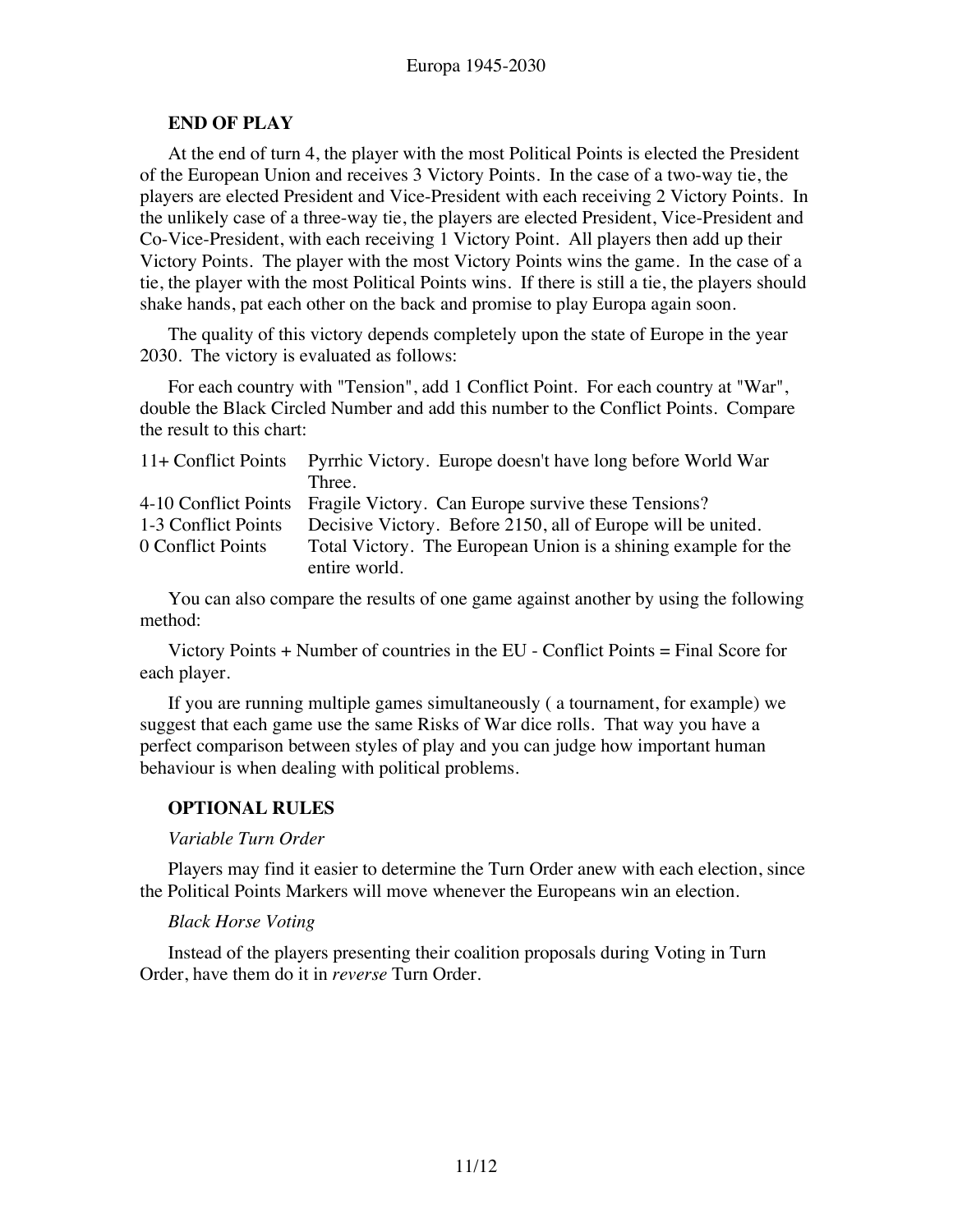## END OF PLAY

At the end of turn 4, the player with the most Political Points is elected the President of the European Union and receives 3 Victory Points. In the case of a two-way tie, the players are elected President and Vice-President with each receiving 2 Victory Points. In the unlikely case of a three-way tie, the players are elected President, Vice-President and Co-Vice-President, with each receiving 1 Victory Point. All players then add up their Victory Points. The player with the most Victory Points wins the game. In the case of a tie, the player with the most Political Points wins. If there is still a tie, the players should shake hands, pat each other on the back and promise to play Europa again soon.

The quality of this victory depends completely upon the state of Europe in the year 2030. The victory is evaluated as follows:

For each country with "Tension", add 1 Conflict Point. For each country at "War", double the Black Circled Number and add this number to the Conflict Points. Compare the result to this chart:

| | |
|---|---|
| 11+ Conflict Points | Pyrrhic Victory. Europe doesn't have long before World War Three. |
| 4-10 Conflict Points | Fragile Victory. Can Europe survive these Tensions? |
| 1-3 Conflict Points | Decisive Victory. Before 2150, all of Europe will be united. |
| 0 Conflict Points | Total Victory. The European Union is a shining example for the entire world. |

You can also compare the results of one game against another by using the following method:

Victory Points + Number of countries in the EU - Conflict Points = Final Score for each player.

If you are running multiple games simultaneously ( a tournament, for example) we suggest that each game use the same Risks of War dice rolls. That way you have a perfect comparison between styles of play and you can judge how important human behaviour is when dealing with political problems.

## OPTIONAL RULES

*Variable Turn Order*

Players may find it easier to determine the Turn Order anew with each election, since the Political Points Markers will move whenever the Europeans win an election.

*Black Horse Voting*

Instead of the players presenting their coalition proposals during Voting in Turn Order, have them do it in *reverse* Turn Order.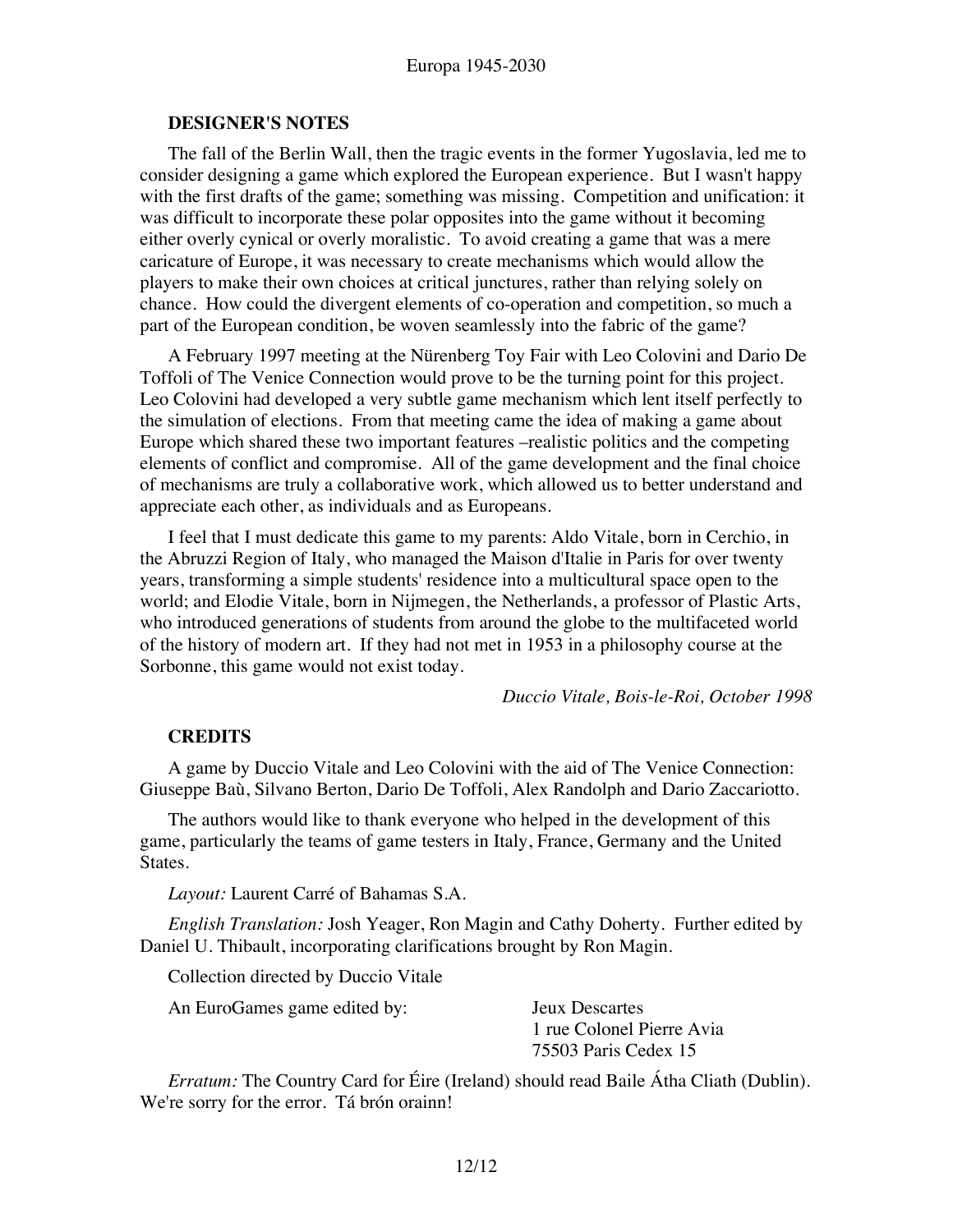## DESIGNER'S NOTES

The fall of the Berlin Wall, then the tragic events in the former Yugoslavia, led me to consider designing a game which explored the European experience. But I wasn't happy with the first drafts of the game; something was missing. Competition and unification: it was difficult to incorporate these polar opposites into the game without it becoming either overly cynical or overly moralistic. To avoid creating a game that was a mere caricature of Europe, it was necessary to create mechanisms which would allow the players to make their own choices at critical junctures, rather than relying solely on chance. How could the divergent elements of co-operation and competition, so much a part of the European condition, be woven seamlessly into the fabric of the game?

A February 1997 meeting at the Nürenberg Toy Fair with Leo Colovini and Dario De Toffoli of The Venice Connection would prove to be the turning point for this project. Leo Colovini had developed a very subtle game mechanism which lent itself perfectly to the simulation of elections. From that meeting came the idea of making a game about Europe which shared these two important features –realistic politics and the competing elements of conflict and compromise. All of the game development and the final choice of mechanisms are truly a collaborative work, which allowed us to better understand and appreciate each other, as individuals and as Europeans.

I feel that I must dedicate this game to my parents: Aldo Vitale, born in Cerchio, in the Abruzzi Region of Italy, who managed the Maison d'Italie in Paris for over twenty years, transforming a simple students' residence into a multicultural space open to the world; and Elodie Vitale, born in Nijmegen, the Netherlands, a professor of Plastic Arts, who introduced generations of students from around the globe to the multifaceted world of the history of modern art. If they had not met in 1953 in a philosophy course at the Sorbonne, this game would not exist today.

*Duccio Vitale, Bois-le-Roi, October 1998*

## CREDITS

A game by Duccio Vitale and Leo Colovini with the aid of The Venice Connection: Giuseppe Baù, Silvano Berton, Dario De Toffoli, Alex Randolph and Dario Zaccariotto.

The authors would like to thank everyone who helped in the development of this game, particularly the teams of game testers in Italy, France, Germany and the United States.

*Layout:* Laurent Carré of Bahamas S.A.

*English Translation:* Josh Yeager, Ron Magin and Cathy Doherty. Further edited by Daniel U. Thibault, incorporating clarifications brought by Ron Magin.

Collection directed by Duccio Vitale

An EuroGames game edited by:

Jeux Descartes
1 rue Colonel Pierre Avia
75503 Paris Cedex 15

*Erratum:* The Country Card for Éire (Ireland) should read Baile Átha Cliath (Dublin). We're sorry for the error. Tá brón orainn!